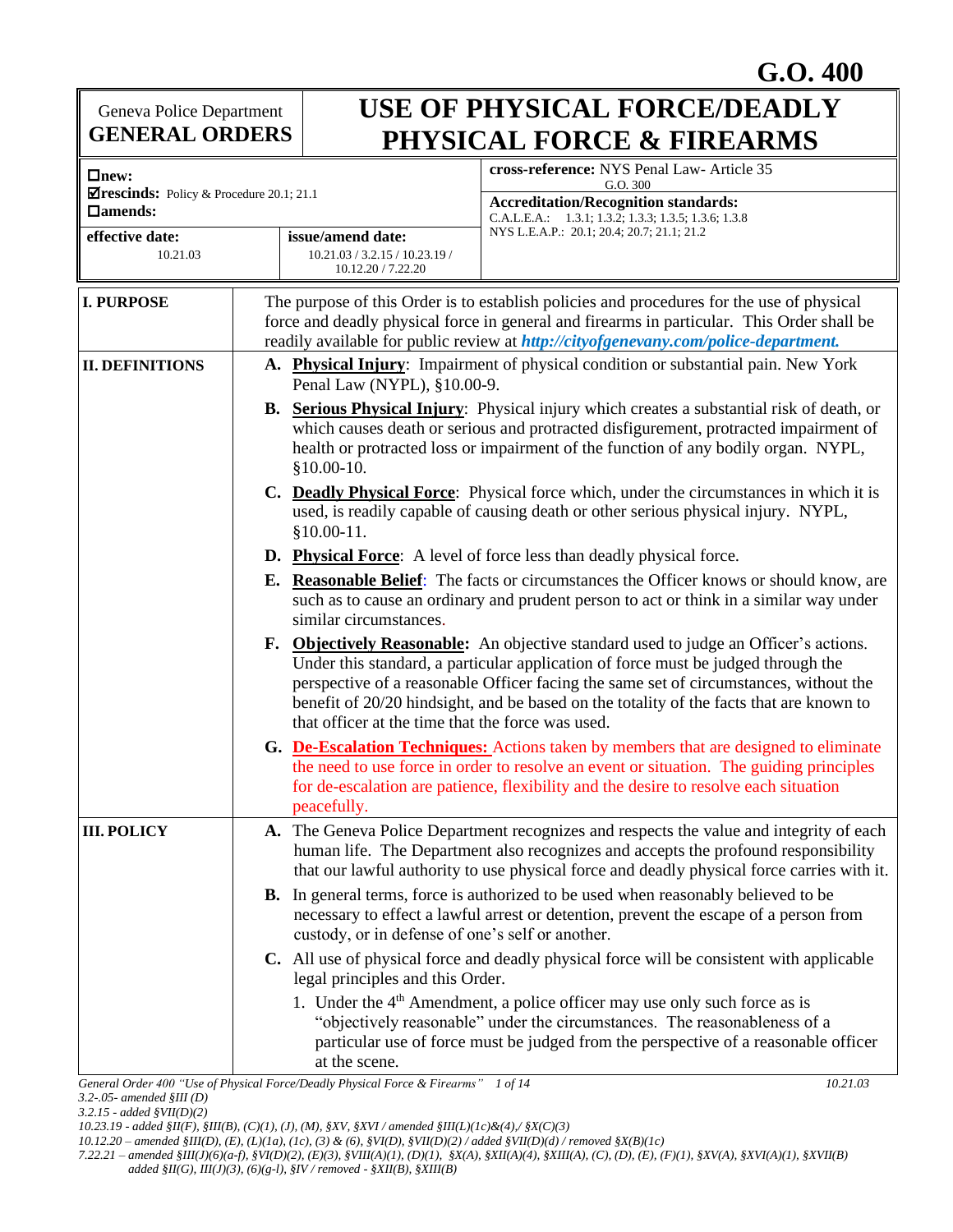# G.O. 400

| Geneva Police Department **GENERAL ORDERS** | **USE OF PHYSICAL FORCE/DEADLY PHYSICAL FORCE & FIREARMS** |
|---|---|

| ☐**new:** ☑**rescinds:** Policy & Procedure 20.1; 21.1 ☐**amends:** | | **cross-reference:** NYS Penal Law- Article 35 G.O. 300 |
|---|---|---|
| | | **Accreditation/Recognition standards:** C.A.L.E.A.: 1.3.1; 1.3.2; 1.3.3; 1.3.5; 1.3.6; 1.3.8 NYS L.E.A.P.: 20.1; 20.4; 20.7; 21.1; 21.2 |
| **effective date:** 10.21.03 | **issue/amend date:** 10.21.03 / 3.2.15 / 10.23.19 / 10.12.20 / 7.22.20 | |

## I. PURPOSE

The purpose of this Order is to establish policies and procedures for the use of physical force and deadly physical force in general and firearms in particular. This Order shall be readily available for public review at ***http://cityofgenevany.com/police-department.***

## II. DEFINITIONS

**A. Physical Injury**: Impairment of physical condition or substantial pain. New York Penal Law (NYPL), §10.00-9.

**B. Serious Physical Injury**: Physical injury which creates a substantial risk of death, or which causes death or serious and protracted disfigurement, protracted impairment of health or protracted loss or impairment of the function of any bodily organ. NYPL, §10.00-10.

**C. Deadly Physical Force**: Physical force which, under the circumstances in which it is used, is readily capable of causing death or other serious physical injury. NYPL, §10.00-11.

**D. Physical Force**: A level of force less than deadly physical force.

**E. Reasonable Belief**: The facts or circumstances the Officer knows or should know, are such as to cause an ordinary and prudent person to act or think in a similar way under similar circumstances.

**F. Objectively Reasonable:** An objective standard used to judge an Officer's actions. Under this standard, a particular application of force must be judged through the perspective of a reasonable Officer facing the same set of circumstances, without the benefit of 20/20 hindsight, and be based on the totality of the facts that are known to that officer at the time that the force was used.

**G. De-Escalation Techniques:** Actions taken by members that are designed to eliminate the need to use force in order to resolve an event or situation. The guiding principles for de-escalation are patience, flexibility and the desire to resolve each situation peacefully.

## III. POLICY

**A.** The Geneva Police Department recognizes and respects the value and integrity of each human life. The Department also recognizes and accepts the profound responsibility that our lawful authority to use physical force and deadly physical force carries with it.

**B.** In general terms, force is authorized to be used when reasonably believed to be necessary to effect a lawful arrest or detention, prevent the escape of a person from custody, or in defense of one's self or another.

**C.** All use of physical force and deadly physical force will be consistent with applicable legal principles and this Order.

1. Under the 4th Amendment, a police officer may use only such force as is "objectively reasonable" under the circumstances. The reasonableness of a particular use of force must be judged from the perspective of a reasonable officer at the scene.

*3.2-.05- amended §III (D)*
*3.2.15 - added §VII(D)(2)*
*10.23.19 - added §II(F), §III(B), (C)(1), (J), (M), §XV, §XVI / amended §III(L)(1c)&(4),/ §X(C)(3)*
*10.12.20 – amended §III(D), (E), (L)(1a), (1c), (3) & (6), §VI(D), §VII(D)(2) / added §VII(D)(d) / removed §X(B)(1c)*
*7.22.21 – amended §III(J)(6)(a-f), §VI(D)(2), (E)(3), §VIII(A)(1), (D)(1), §X(A), §XII(A)(4), §XIII(A), (C), (D), (E), (F)(1), §XV(A), §XVI(A)(1), §XVII(B) added §II(G), III(J)(3), (6)(g-l), §IV / removed - §XII(B), §XIII(B)*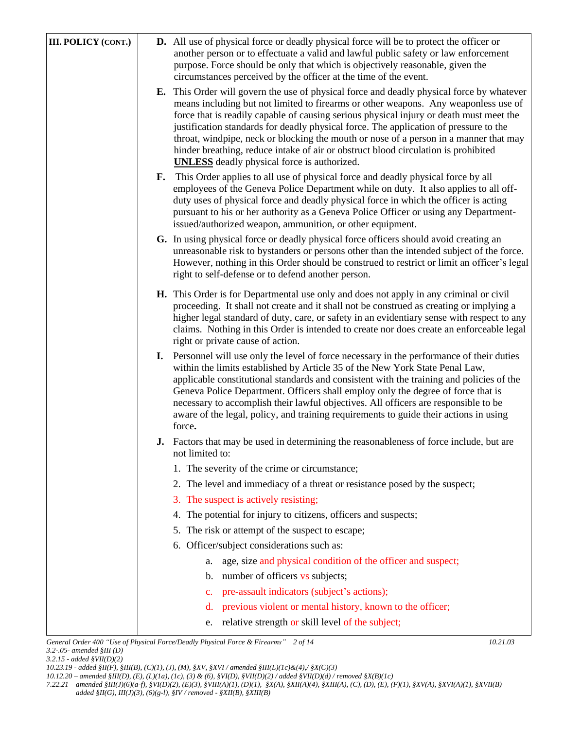**III. POLICY (CONT.)**

**D.** All use of physical force or deadly physical force will be to protect the officer or another person or to effectuate a valid and lawful public safety or law enforcement purpose. Force should be only that which is objectively reasonable, given the circumstances perceived by the officer at the time of the event.

**E.** This Order will govern the use of physical force and deadly physical force by whatever means including but not limited to firearms or other weapons. Any weaponless use of force that is readily capable of causing serious physical injury or death must meet the justification standards for deadly physical force. The application of pressure to the throat, windpipe, neck or blocking the mouth or nose of a person in a manner that may hinder breathing, reduce intake of air or obstruct blood circulation is prohibited **UNLESS** deadly physical force is authorized.

**F.** This Order applies to all use of physical force and deadly physical force by all employees of the Geneva Police Department while on duty. It also applies to all off-duty uses of physical force and deadly physical force in which the officer is acting pursuant to his or her authority as a Geneva Police Officer or using any Department-issued/authorized weapon, ammunition, or other equipment.

**G.** In using physical force or deadly physical force officers should avoid creating an unreasonable risk to bystanders or persons other than the intended subject of the force. However, nothing in this Order should be construed to restrict or limit an officer's legal right to self-defense or to defend another person.

**H.** This Order is for Departmental use only and does not apply in any criminal or civil proceeding. It shall not create and it shall not be construed as creating or implying a higher legal standard of duty, care, or safety in an evidentiary sense with respect to any claims. Nothing in this Order is intended to create nor does create an enforceable legal right or private cause of action.

**I.** Personnel will use only the level of force necessary in the performance of their duties within the limits established by Article 35 of the New York State Penal Law, applicable constitutional standards and consistent with the training and policies of the Geneva Police Department. Officers shall employ only the degree of force that is necessary to accomplish their lawful objectives. All officers are responsible to be aware of the legal, policy, and training requirements to guide their actions in using force.

**J.** Factors that may be used in determining the reasonableness of force include, but are not limited to:

1. The severity of the crime or circumstance;
2. The level and immediacy of a threat ~~or resistance~~ posed by the suspect;
3. The suspect is actively resisting;
4. The potential for injury to citizens, officers and suspects;
5. The risk or attempt of the suspect to escape;
6. Officer/subject considerations such as:
   a. age, size and physical condition of the officer and suspect;
   b. number of officers vs subjects;
   c. pre-assault indicators (subject's actions);
   d. previous violent or mental history, known to the officer;
   e. relative strength or skill level of the subject;

*3.2-.05- amended §III (D)*
*3.2.15 - added §VII(D)(2)*
*10.23.19 - added §II(F), §III(B), (C)(1), (J), (M), §XV, §XVI / amended §III(L)(1c)&(4),/ §X(C)(3)*
*10.12.20 – amended §III(D), (E), (L)(1a), (1c), (3) & (6), §VI(D), §VII(D)(2) / added §VII(D)(d) / removed §X(B)(1c)*
*7.22.21 – amended §III(J)(6)(a-f), §VI(D)(2), (E)(3), §VIII(A)(1), (D)(1), §X(A), §XII(A)(4), §XIII(A), (C), (D), (E), (F)(1), §XV(A), §XVI(A)(1), §XVII(B) added §II(G), III(J)(3), (6)(g-l), §IV / removed - §XII(B), §XIII(B)*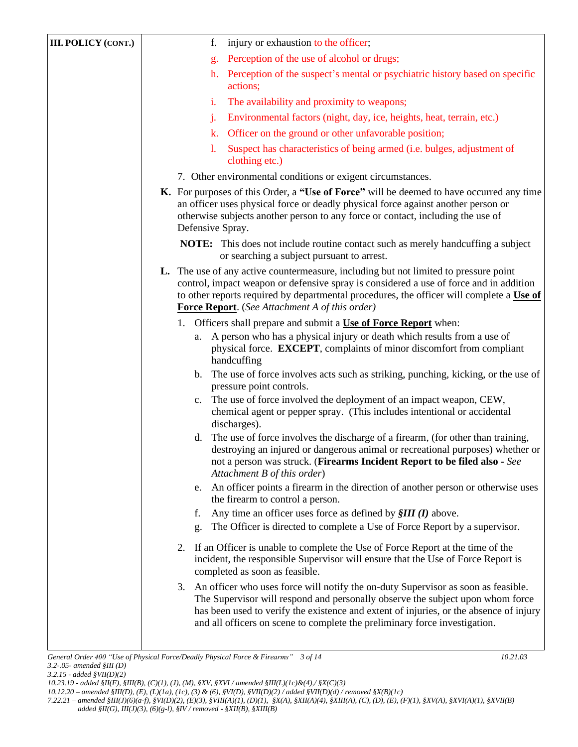**III. POLICY (CONT.)**

f. injury or exhaustion to the officer;

g. Perception of the use of alcohol or drugs;

h. Perception of the suspect's mental or psychiatric history based on specific actions;

i. The availability and proximity to weapons;

j. Environmental factors (night, day, ice, heights, heat, terrain, etc.)

k. Officer on the ground or other unfavorable position;

l. Suspect has characteristics of being armed (i.e. bulges, adjustment of clothing etc.)

7. Other environmental conditions or exigent circumstances.

**K.** For purposes of this Order, a **"Use of Force"** will be deemed to have occurred any time an officer uses physical force or deadly physical force against another person or otherwise subjects another person to any force or contact, including the use of Defensive Spray.

**NOTE:** This does not include routine contact such as merely handcuffing a subject or searching a subject pursuant to arrest.

**L.** The use of any active countermeasure, including but not limited to pressure point control, impact weapon or defensive spray is considered a use of force and in addition to other reports required by departmental procedures, the officer will complete a **Use of Force Report**. (*See Attachment A of this order*)

1. Officers shall prepare and submit a **Use of Force Report** when:
   a. A person who has a physical injury or death which results from a use of physical force. **EXCEPT**, complaints of minor discomfort from compliant handcuffing
   b. The use of force involves acts such as striking, punching, kicking, or the use of pressure point controls.
   c. The use of force involved the deployment of an impact weapon, CEW, chemical agent or pepper spray. (This includes intentional or accidental discharges).
   d. The use of force involves the discharge of a firearm, (for other than training, destroying an injured or dangerous animal or recreational purposes) whether or not a person was struck. (**Firearms Incident Report to be filed also** - *See Attachment B of this order*)
   e. An officer points a firearm in the direction of another person or otherwise uses the firearm to control a person.
   f. Any time an officer uses force as defined by ***§III (I)*** above.
   g. The Officer is directed to complete a Use of Force Report by a supervisor.

2. If an Officer is unable to complete the Use of Force Report at the time of the incident, the responsible Supervisor will ensure that the Use of Force Report is completed as soon as feasible.

3. An officer who uses force will notify the on-duty Supervisor as soon as feasible. The Supervisor will respond and personally observe the subject upon whom force has been used to verify the existence and extent of injuries, or the absence of injury and all officers on scene to complete the preliminary force investigation.

*3.2-.05- amended §III (D)*
*3.2.15 - added §VII(D)(2)*
*10.23.19 - added §II(F), §III(B), (C)(1), (J), (M), §XV, §XVI / amended §III(L)(1c)&(4),/ §X(C)(3)*
*10.12.20 – amended §III(D), (E), (L)(1a), (1c), (3) & (6), §VI(D), §VII(D)(2) / added §VII(D)(d) / removed §X(B)(1c)*
*7.22.21 – amended §III(J)(6)(a-f), §VI(D)(2), (E)(3), §VIII(A)(1), (D)(1), §X(A), §XII(A)(4), §XIII(A), (C), (D), (E), (F)(1), §XV(A), §XVI(A)(1), §XVII(B) added §II(G), III(J)(3), (6)(g-l), §IV / removed - §XII(B), §XIII(B)*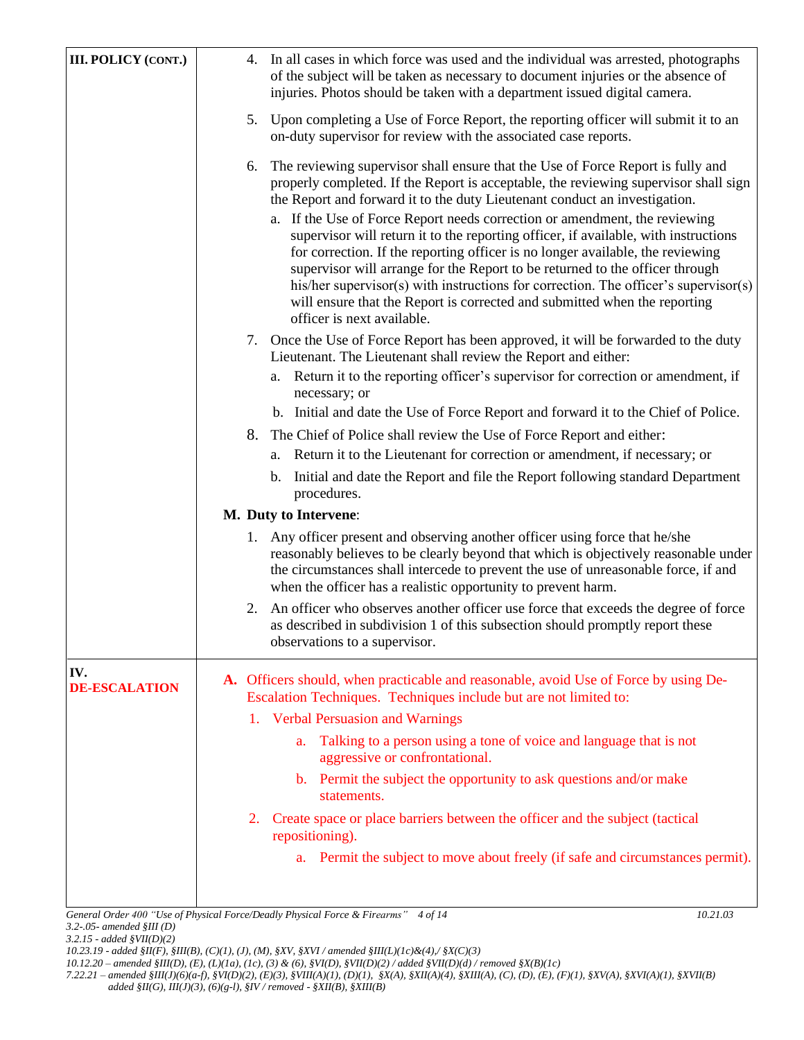**III. POLICY (CONT.)**

4. In all cases in which force was used and the individual was arrested, photographs of the subject will be taken as necessary to document injuries or the absence of injuries. Photos should be taken with a department issued digital camera.

5. Upon completing a Use of Force Report, the reporting officer will submit it to an on-duty supervisor for review with the associated case reports.

6. The reviewing supervisor shall ensure that the Use of Force Report is fully and properly completed. If the Report is acceptable, the reviewing supervisor shall sign the Report and forward it to the duty Lieutenant conduct an investigation.
   a. If the Use of Force Report needs correction or amendment, the reviewing supervisor will return it to the reporting officer, if available, with instructions for correction. If the reporting officer is no longer available, the reviewing supervisor will arrange for the Report to be returned to the officer through his/her supervisor(s) with instructions for correction. The officer's supervisor(s) will ensure that the Report is corrected and submitted when the reporting officer is next available.

7. Once the Use of Force Report has been approved, it will be forwarded to the duty Lieutenant. The Lieutenant shall review the Report and either:
   a. Return it to the reporting officer's supervisor for correction or amendment, if necessary; or
   b. Initial and date the Use of Force Report and forward it to the Chief of Police.

8. The Chief of Police shall review the Use of Force Report and either:
   a. Return it to the Lieutenant for correction or amendment, if necessary; or
   b. Initial and date the Report and file the Report following standard Department procedures.

**M. Duty to Intervene**:

1. Any officer present and observing another officer using force that he/she reasonably believes to be clearly beyond that which is objectively reasonable under the circumstances shall intercede to prevent the use of unreasonable force, if and when the officer has a realistic opportunity to prevent harm.

2. An officer who observes another officer use force that exceeds the degree of force as described in subdivision 1 of this subsection should promptly report these observations to a supervisor.

**IV. DE-ESCALATION**

**A.** Officers should, when practicable and reasonable, avoid Use of Force by using De-Escalation Techniques. Techniques include but are not limited to:

1. Verbal Persuasion and Warnings
   a. Talking to a person using a tone of voice and language that is not aggressive or confrontational.
   b. Permit the subject the opportunity to ask questions and/or make statements.

2. Create space or place barriers between the officer and the subject (tactical repositioning).
   a. Permit the subject to move about freely (if safe and circumstances permit).

*General Order 400 "Use of Physical Force/Deadly Physical Force & Firearms" 10.21.03*
*3.2-.05- amended §III (D)*
*3.2.15 - added §VII(D)(2)*
*10.23.19 - added §II(F), §III(B), (C)(1), (J), (M), §XV, §XVI / amended §III(L)(1c)&(4),/ §X(C)(3)*
*10.12.20 – amended §III(D), (E), (L)(1a), (1c), (3) & (6), §VI(D), §VII(D)(2) / added §VII(D)(d) / removed §X(B)(1c)*
*7.22.21 – amended §III(J)(6)(a-f), §VI(D)(2), (E)(3), §VIII(A)(1), (D)(1), §X(A), §XII(A)(4), §XIII(A), (C), (D), (E), (F)(1), §XV(A), §XVI(A)(1), §XVII(B) added §II(G), III(J)(3), (6)(g-l), §IV / removed - §XII(B), §XIII(B)*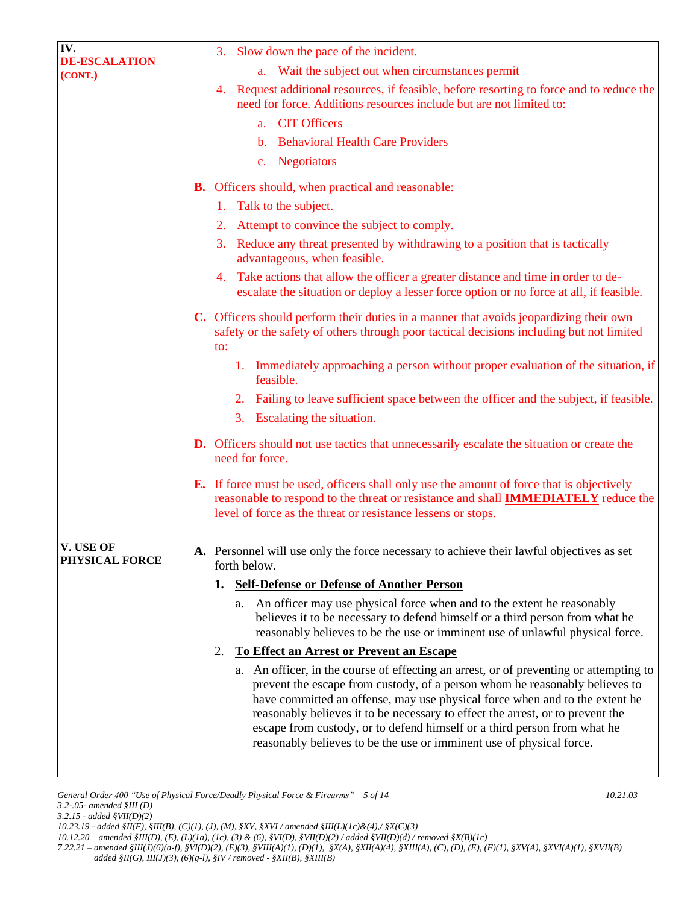**IV. DE-ESCALATION (CONT.)**

3. Slow down the pace of the incident.
   a. Wait the subject out when circumstances permit
4. Request additional resources, if feasible, before resorting to force and to reduce the need for force. Additions resources include but are not limited to:
   a. CIT Officers
   b. Behavioral Health Care Providers
   c. Negotiators

**B.** Officers should, when practical and reasonable:

1. Talk to the subject.
2. Attempt to convince the subject to comply.
3. Reduce any threat presented by withdrawing to a position that is tactically advantageous, when feasible.
4. Take actions that allow the officer a greater distance and time in order to de-escalate the situation or deploy a lesser force option or no force at all, if feasible.

**C.** Officers should perform their duties in a manner that avoids jeopardizing their own safety or the safety of others through poor tactical decisions including but not limited to:

1. Immediately approaching a person without proper evaluation of the situation, if feasible.
2. Failing to leave sufficient space between the officer and the subject, if feasible.
3. Escalating the situation.

**D.** Officers should not use tactics that unnecessarily escalate the situation or create the need for force.

**E.** If force must be used, officers shall only use the amount of force that is objectively reasonable to respond to the threat or resistance and shall **IMMEDIATELY** reduce the level of force as the threat or resistance lessens or stops.

**V. USE OF PHYSICAL FORCE**

**A.** Personnel will use only the force necessary to achieve their lawful objectives as set forth below.

1. **Self-Defense or Defense of Another Person**
   a. An officer may use physical force when and to the extent he reasonably believes it to be necessary to defend himself or a third person from what he reasonably believes to be the use or imminent use of unlawful physical force.
2. **To Effect an Arrest or Prevent an Escape**
   a. An officer, in the course of effecting an arrest, or of preventing or attempting to prevent the escape from custody, of a person whom he reasonably believes to have committed an offense, may use physical force when and to the extent he reasonably believes it to be necessary to effect the arrest, or to prevent the escape from custody, or to defend himself or a third person from what he reasonably believes to be the use or imminent use of physical force.

*3.2-.05- amended §III (D)*
*3.2.15 - added §VII(D)(2)*
*10.23.19 - added §II(F), §III(B), (C)(1), (J), (M), §XV, §XVI / amended §III(L)(1c)&(4),/ §X(C)(3)*
*10.12.20 – amended §III(D), (E), (L)(1a), (1c), (3) & (6), §VI(D), §VII(D)(2) / added §VII(D)(d) / removed §X(B)(1c)*
*7.22.21 – amended §III(J)(6)(a-f), §VI(D)(2), (E)(3), §VIII(A)(1), (D)(1), §X(A), §XII(A)(4), §XIII(A), (C), (D), (E), (F)(1), §XV(A), §XVI(A)(1), §XVII(B) added §II(G), III(J)(3), (6)(g-l), §IV / removed - §XII(B), §XIII(B)*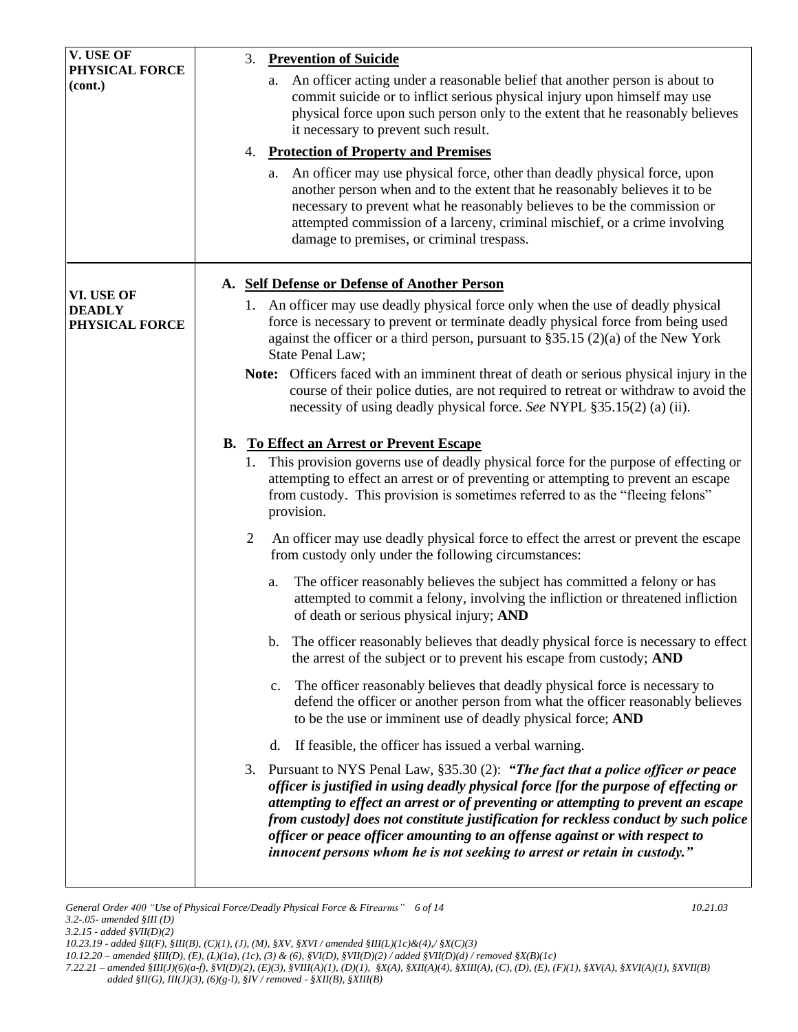## V. USE OF PHYSICAL FORCE (cont.)

3. **Prevention of Suicide**

   a. An officer acting under a reasonable belief that another person is about to commit suicide or to inflict serious physical injury upon himself may use physical force upon such person only to the extent that he reasonably believes it necessary to prevent such result.

4. **Protection of Property and Premises**

   a. An officer may use physical force, other than deadly physical force, upon another person when and to the extent that he reasonably believes it to be necessary to prevent what he reasonably believes to be the commission or attempted commission of a larceny, criminal mischief, or a crime involving damage to premises, or criminal trespass.

## VI. USE OF DEADLY PHYSICAL FORCE

### A. Self Defense or Defense of Another Person

1. An officer may use deadly physical force only when the use of deadly physical force is necessary to prevent or terminate deadly physical force from being used against the officer or a third person, pursuant to §35.15 (2)(a) of the New York State Penal Law;

**Note:** Officers faced with an imminent threat of death or serious physical injury in the course of their police duties, are not required to retreat or withdraw to avoid the necessity of using deadly physical force. *See* NYPL §35.15(2) (a) (ii).

### B. To Effect an Arrest or Prevent Escape

1. This provision governs use of deadly physical force for the purpose of effecting or attempting to effect an arrest or of preventing or attempting to prevent an escape from custody. This provision is sometimes referred to as the "fleeing felons" provision.

2. An officer may use deadly physical force to effect the arrest or prevent the escape from custody only under the following circumstances:

   a. The officer reasonably believes the subject has committed a felony or has attempted to commit a felony, involving the infliction or threatened infliction of death or serious physical injury; **AND**

   b. The officer reasonably believes that deadly physical force is necessary to effect the arrest of the subject or to prevent his escape from custody; **AND**

   c. The officer reasonably believes that deadly physical force is necessary to defend the officer or another person from what the officer reasonably believes to be the use or imminent use of deadly physical force; **AND**

   d. If feasible, the officer has issued a verbal warning.

3. Pursuant to NYS Penal Law, §35.30 (2): ***"The fact that a police officer or peace officer is justified in using deadly physical force [for the purpose of effecting or attempting to effect an arrest or of preventing or attempting to prevent an escape from custody] does not constitute justification for reckless conduct by such police officer or peace officer amounting to an offense against or with respect to innocent persons whom he is not seeking to arrest or retain in custody."***

*General Order 400 "Use of Physical Force/Deadly Physical Force & Firearms" 10.21.03*
*3.2-.05- amended §III (D)*
*3.2.15 - added §VII(D)(2)*
*10.23.19 - added §II(F), §III(B), (C)(1), (J), (M), §XV, §XVI / amended §III(L)(1c)&(4),/ §X(C)(3)*
*10.12.20 – amended §III(D), (E), (L)(1a), (1c), (3) & (6), §VI(D), §VII(D)(2) / added §VII(D)(d) / removed §X(B)(1c)*
*7.22.21 – amended §III(J)(6)(a-f), §VI(D)(2), (E)(3), §VIII(A)(1), (D)(1), §X(A), §XII(A)(4), §XIII(A), (C), (D), (E), (F)(1), §XV(A), §XVI(A)(1), §XVII(B) added §II(G), III(J)(3), (6)(g-l), §IV / removed - §XII(B), §XIII(B)*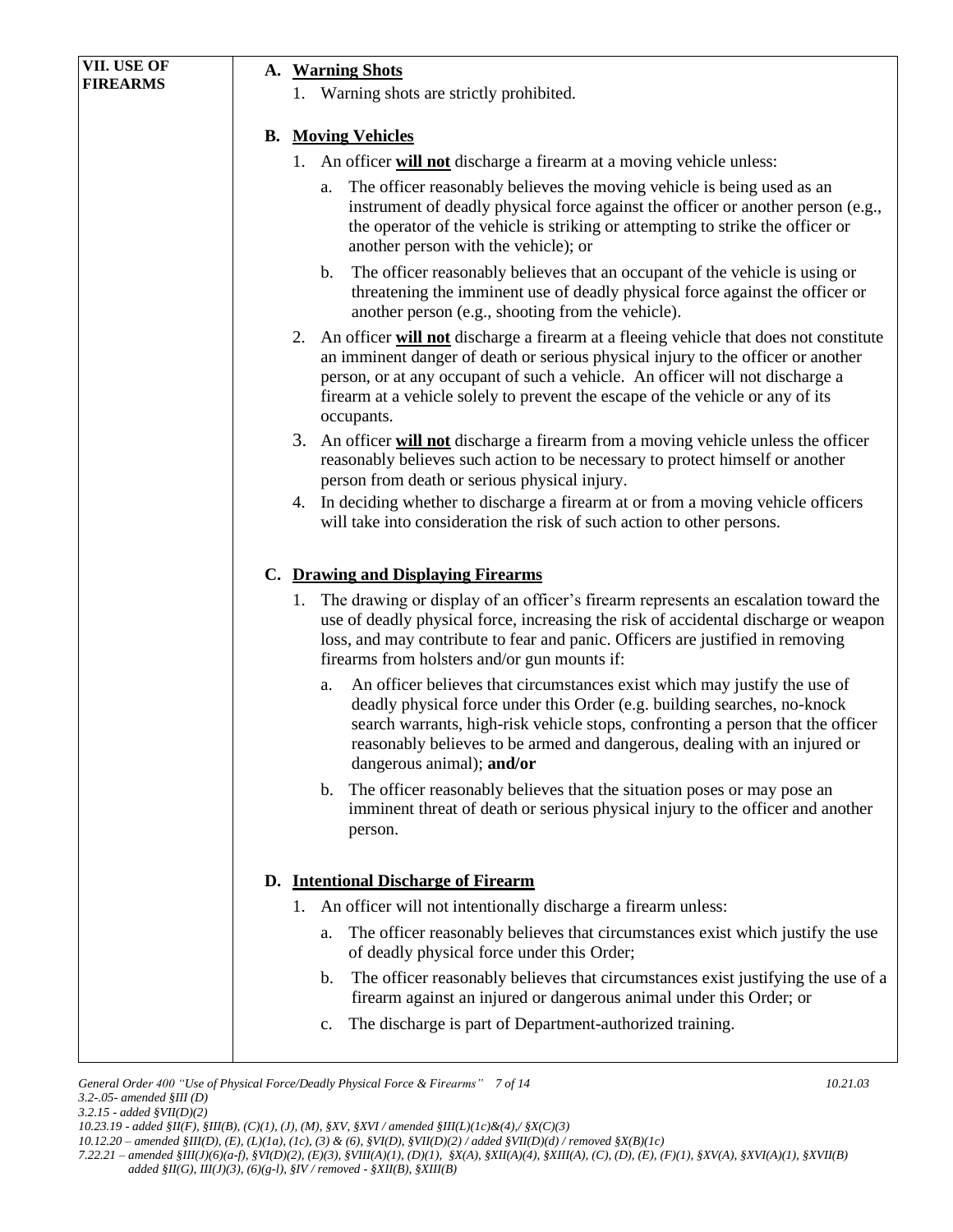## VII. USE OF FIREARMS

### A. Warning Shots

1. Warning shots are strictly prohibited.

### B. Moving Vehicles

1. An officer **will not** discharge a firearm at a moving vehicle unless:
   a. The officer reasonably believes the moving vehicle is being used as an instrument of deadly physical force against the officer or another person (e.g., the operator of the vehicle is striking or attempting to strike the officer or another person with the vehicle); or
   b. The officer reasonably believes that an occupant of the vehicle is using or threatening the imminent use of deadly physical force against the officer or another person (e.g., shooting from the vehicle).
2. An officer **will not** discharge a firearm at a fleeing vehicle that does not constitute an imminent danger of death or serious physical injury to the officer or another person, or at any occupant of such a vehicle. An officer will not discharge a firearm at a vehicle solely to prevent the escape of the vehicle or any of its occupants.
3. An officer **will not** discharge a firearm from a moving vehicle unless the officer reasonably believes such action to be necessary to protect himself or another person from death or serious physical injury.
4. In deciding whether to discharge a firearm at or from a moving vehicle officers will take into consideration the risk of such action to other persons.

### C. Drawing and Displaying Firearms

1. The drawing or display of an officer's firearm represents an escalation toward the use of deadly physical force, increasing the risk of accidental discharge or weapon loss, and may contribute to fear and panic. Officers are justified in removing firearms from holsters and/or gun mounts if:
   a. An officer believes that circumstances exist which may justify the use of deadly physical force under this Order (e.g. building searches, no-knock search warrants, high-risk vehicle stops, confronting a person that the officer reasonably believes to be armed and dangerous, dealing with an injured or dangerous animal); **and/or**
   b. The officer reasonably believes that the situation poses or may pose an imminent threat of death or serious physical injury to the officer and another person.

### D. Intentional Discharge of Firearm

1. An officer will not intentionally discharge a firearm unless:
   a. The officer reasonably believes that circumstances exist which justify the use of deadly physical force under this Order;
   b. The officer reasonably believes that circumstances exist justifying the use of a firearm against an injured or dangerous animal under this Order; or
   c. The discharge is part of Department-authorized training.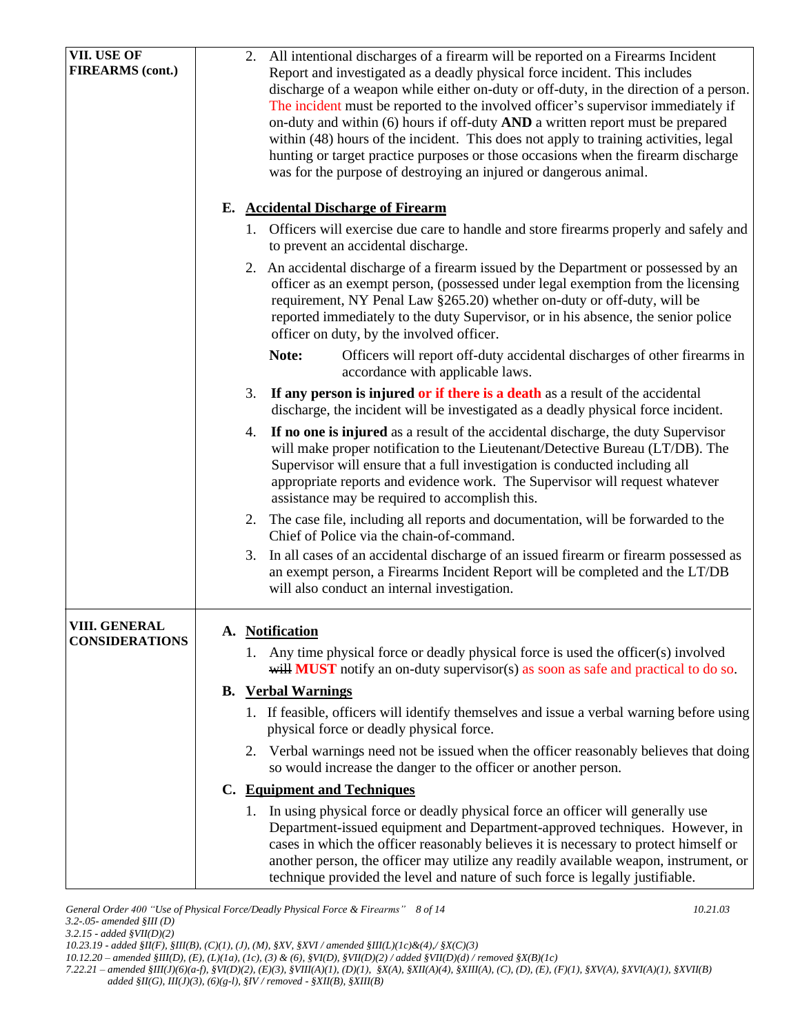| | |
|---|---|
| **VII. USE OF FIREARMS (cont.)** | 2. All intentional discharges of a firearm will be reported on a Firearms Incident Report and investigated as a deadly physical force incident. This includes discharge of a weapon while either on-duty or off-duty, in the direction of a person. The incident must be reported to the involved officer's supervisor immediately if on-duty and within (6) hours if off-duty **AND** a written report must be prepared within (48) hours of the incident. This does not apply to training activities, legal hunting or target practice purposes or those occasions when the firearm discharge was for the purpose of destroying an injured or dangerous animal.<br><br>**E. <u>Accidental Discharge of Firearm</u>**<br><br>1. Officers will exercise due care to handle and store firearms properly and safely and to prevent an accidental discharge.<br><br>2. An accidental discharge of a firearm issued by the Department or possessed by an officer as an exempt person, (possessed under legal exemption from the licensing requirement, NY Penal Law §265.20) whether on-duty or off-duty, will be reported immediately to the duty Supervisor, or in his absence, the senior police officer on duty, by the involved officer.<br><br>**Note:** Officers will report off-duty accidental discharges of other firearms in accordance with applicable laws.<br><br>3. **If any person is injured or if there is a death** as a result of the accidental discharge, the incident will be investigated as a deadly physical force incident.<br><br>4. **If no one is injured** as a result of the accidental discharge, the duty Supervisor will make proper notification to the Lieutenant/Detective Bureau (LT/DB). The Supervisor will ensure that a full investigation is conducted including all appropriate reports and evidence work. The Supervisor will request whatever assistance may be required to accomplish this.<br><br>2. The case file, including all reports and documentation, will be forwarded to the Chief of Police via the chain-of-command.<br><br>3. In all cases of an accidental discharge of an issued firearm or firearm possessed as an exempt person, a Firearms Incident Report will be completed and the LT/DB will also conduct an internal investigation. |
| **VIII. GENERAL CONSIDERATIONS** | **A. <u>Notification</u>**<br><br>1. Any time physical force or deadly physical force is used the officer(s) involved ~~will~~ **MUST** notify an on-duty supervisor(s) as soon as safe and practical to do so.<br><br>**B. <u>Verbal Warnings</u>**<br><br>1. If feasible, officers will identify themselves and issue a verbal warning before using physical force or deadly physical force.<br><br>2. Verbal warnings need not be issued when the officer reasonably believes that doing so would increase the danger to the officer or another person.<br><br>**C. <u>Equipment and Techniques</u>**<br><br>1. In using physical force or deadly physical force an officer will generally use Department-issued equipment and Department-approved techniques. However, in cases in which the officer reasonably believes it is necessary to protect himself or another person, the officer may utilize any readily available weapon, instrument, or technique provided the level and nature of such force is legally justifiable. |

*General Order 400 "Use of Physical Force/Deadly Physical Force & Firearms" 10.21.03*
*3.2-.05- amended §III (D)*
*3.2.15 - added §VII(D)(2)*
*10.23.19 - added §II(F), §III(B), (C)(1), (J), (M), §XV, §XVI / amended §III(L)(1c)&(4),/ §X(C)(3)*
*10.12.20 – amended §III(D), (E), (L)(1a), (1c), (3) & (6), §VI(D), §VII(D)(2) / added §VII(D)(d) / removed §X(B)(1c)*
*7.22.21 – amended §III(J)(6)(a-f), §VI(D)(2), (E)(3), §VIII(A)(1), (D)(1), §X(A), §XII(A)(4), §XIII(A), (C), (D), (E), (F)(1), §XV(A), §XVI(A)(1), §XVII(B) added §II(G), III(J)(3), (6)(g-l), §IV / removed - §XII(B), §XIII(B)*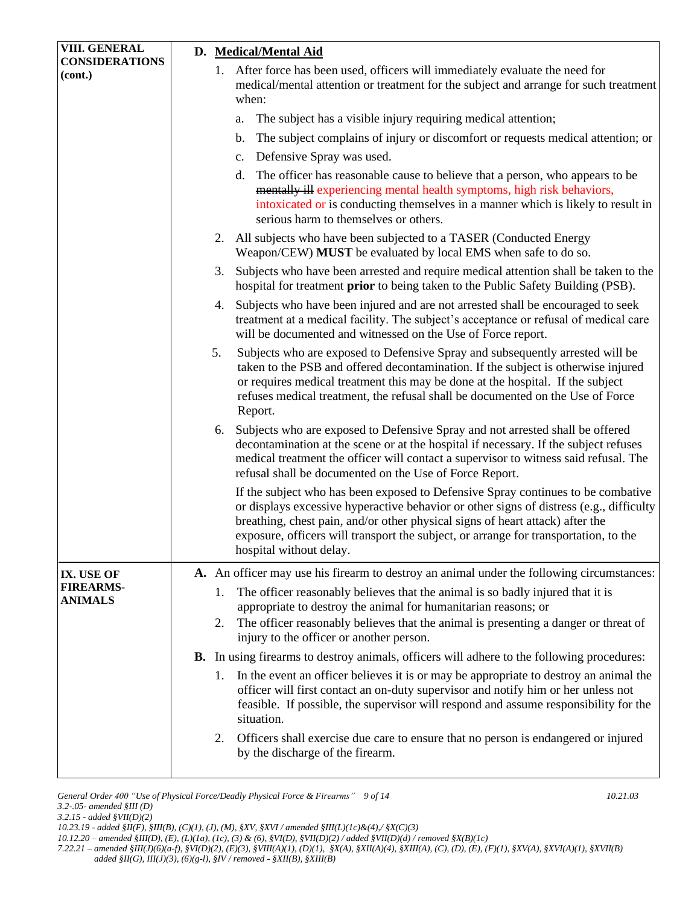## VIII. GENERAL CONSIDERATIONS (cont.)

**D. Medical/Mental Aid**

1. After force has been used, officers will immediately evaluate the need for medical/mental attention or treatment for the subject and arrange for such treatment when:

   a. The subject has a visible injury requiring medical attention;

   b. The subject complains of injury or discomfort or requests medical attention; or

   c. Defensive Spray was used.

   d. The officer has reasonable cause to believe that a person, who appears to be ~~mentally ill~~ experiencing mental health symptoms, high risk behaviors, intoxicated or is conducting themselves in a manner which is likely to result in serious harm to themselves or others.

2. All subjects who have been subjected to a TASER (Conducted Energy Weapon/CEW) **MUST** be evaluated by local EMS when safe to do so.

3. Subjects who have been arrested and require medical attention shall be taken to the hospital for treatment **prior** to being taken to the Public Safety Building (PSB).

4. Subjects who have been injured and are not arrested shall be encouraged to seek treatment at a medical facility. The subject's acceptance or refusal of medical care will be documented and witnessed on the Use of Force report.

5. Subjects who are exposed to Defensive Spray and subsequently arrested will be taken to the PSB and offered decontamination. If the subject is otherwise injured or requires medical treatment this may be done at the hospital. If the subject refuses medical treatment, the refusal shall be documented on the Use of Force Report.

6. Subjects who are exposed to Defensive Spray and not arrested shall be offered decontamination at the scene or at the hospital if necessary. If the subject refuses medical treatment the officer will contact a supervisor to witness said refusal. The refusal shall be documented on the Use of Force Report.

   If the subject who has been exposed to Defensive Spray continues to be combative or displays excessive hyperactive behavior or other signs of distress (e.g., difficulty breathing, chest pain, and/or other physical signs of heart attack) after the exposure, officers will transport the subject, or arrange for transportation, to the hospital without delay.

## IX. USE OF FIREARMS-ANIMALS

**A.** An officer may use his firearm to destroy an animal under the following circumstances:

1. The officer reasonably believes that the animal is so badly injured that it is appropriate to destroy the animal for humanitarian reasons; or
2. The officer reasonably believes that the animal is presenting a danger or threat of injury to the officer or another person.

**B.** In using firearms to destroy animals, officers will adhere to the following procedures:

1. In the event an officer believes it is or may be appropriate to destroy an animal the officer will first contact an on-duty supervisor and notify him or her unless not feasible. If possible, the supervisor will respond and assume responsibility for the situation.

2. Officers shall exercise due care to ensure that no person is endangered or injured by the discharge of the firearm.

*General Order 400 "Use of Physical Force/Deadly Physical Force & Firearms"* *10.21.03*
*3.2-.05- amended §III (D)*
*3.2.15 - added §VII(D)(2)*
*10.23.19 - added §II(F), §III(B), (C)(1), (J), (M), §XV, §XVI / amended §III(L)(1c)&(4),/ §X(C)(3)*
*10.12.20 – amended §III(D), (E), (L)(1a), (1c), (3) & (6), §VI(D), §VII(D)(2) / added §VII(D)(d) / removed §X(B)(1c)*
*7.22.21 – amended §III(J)(6)(a-f), §VI(D)(2), (E)(3), §VIII(A)(1), (D)(1), §X(A), §XII(A)(4), §XIII(A), (C), (D), (E), (F)(1), §XV(A), §XVI(A)(1), §XVII(B) added §II(G), III(J)(3), (6)(g-l), §IV / removed - §XII(B), §XIII(B)*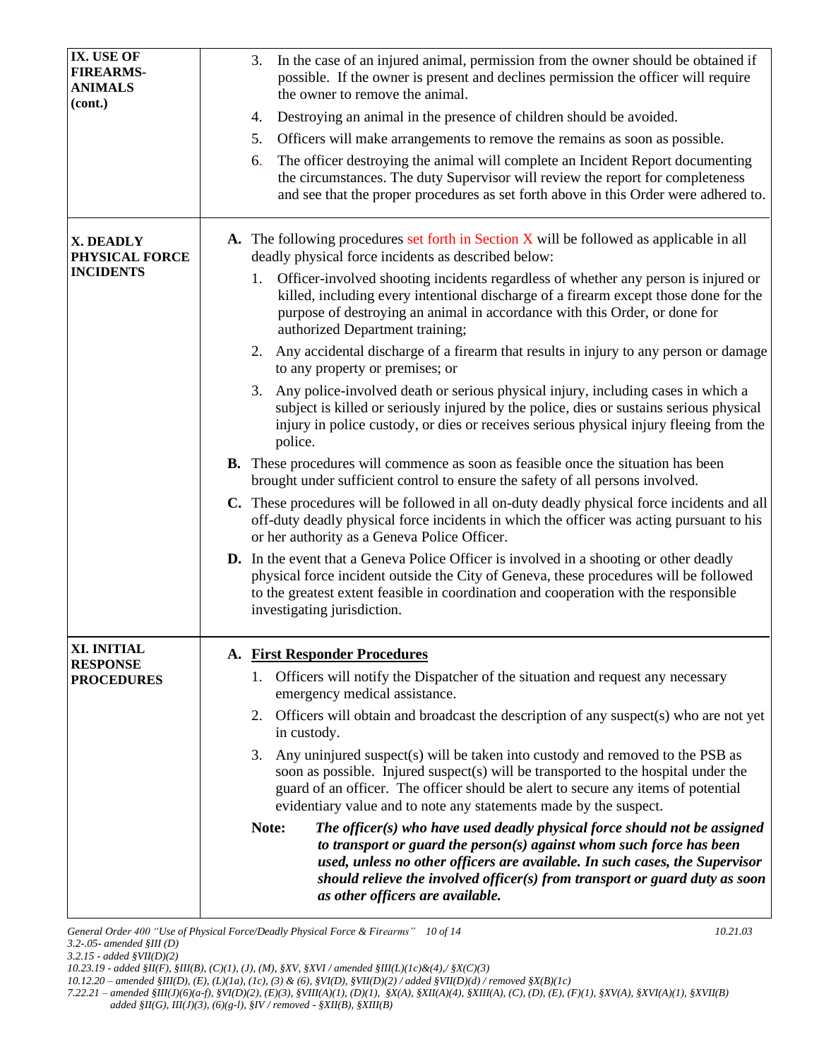## IX. USE OF FIREARMS-ANIMALS (cont.)

3. In the case of an injured animal, permission from the owner should be obtained if possible. If the owner is present and declines permission the officer will require the owner to remove the animal.
4. Destroying an animal in the presence of children should be avoided.
5. Officers will make arrangements to remove the remains as soon as possible.
6. The officer destroying the animal will complete an Incident Report documenting the circumstances. The duty Supervisor will review the report for completeness and see that the proper procedures as set forth above in this Order were adhered to.

## X. DEADLY PHYSICAL FORCE INCIDENTS

**A.** The following procedures set forth in Section X will be followed as applicable in all deadly physical force incidents as described below:

1. Officer-involved shooting incidents regardless of whether any person is injured or killed, including every intentional discharge of a firearm except those done for the purpose of destroying an animal in accordance with this Order, or done for authorized Department training;
2. Any accidental discharge of a firearm that results in injury to any person or damage to any property or premises; or
3. Any police-involved death or serious physical injury, including cases in which a subject is killed or seriously injured by the police, dies or sustains serious physical injury in police custody, or dies or receives serious physical injury fleeing from the police.

**B.** These procedures will commence as soon as feasible once the situation has been brought under sufficient control to ensure the safety of all persons involved.

**C.** These procedures will be followed in all on-duty deadly physical force incidents and all off-duty deadly physical force incidents in which the officer was acting pursuant to his or her authority as a Geneva Police Officer.

**D.** In the event that a Geneva Police Officer is involved in a shooting or other deadly physical force incident outside the City of Geneva, these procedures will be followed to the greatest extent feasible in coordination and cooperation with the responsible investigating jurisdiction.

## XI. INITIAL RESPONSE PROCEDURES

**A. <u>First Responder Procedures</u>**

1. Officers will notify the Dispatcher of the situation and request any necessary emergency medical assistance.
2. Officers will obtain and broadcast the description of any suspect(s) who are not yet in custody.
3. Any uninjured suspect(s) will be taken into custody and removed to the PSB as soon as possible. Injured suspect(s) will be transported to the hospital under the guard of an officer. The officer should be alert to secure any items of potential evidentiary value and to note any statements made by the suspect.

**Note:** ***The officer(s) who have used deadly physical force should not be assigned to transport or guard the person(s) against whom such force has been used, unless no other officers are available. In such cases, the Supervisor should relieve the involved officer(s) from transport or guard duty as soon as other officers are available.***

*3.2-.05- amended §III (D)*
*3.2.15 - added §VII(D)(2)*
*10.23.19 - added §II(F), §III(B), (C)(1), (J), (M), §XV, §XVI / amended §III(L)(1c)&(4),/ §X(C)(3)*
*10.12.20 – amended §III(D), (E), (L)(1a), (1c), (3) & (6), §VI(D), §VII(D)(2) / added §VII(D)(d) / removed §X(B)(1c)*
*7.22.21 – amended §III(J)(6)(a-f), §VI(D)(2), (E)(3), §VIII(A)(1), (D)(1), §X(A), §XII(A)(4), §XIII(A), (C), (D), (E), (F)(1), §XV(A), §XVI(A)(1), §XVII(B) added §II(G), III(J)(3), (6)(g-l), §IV / removed - §XII(B), §XIII(B)*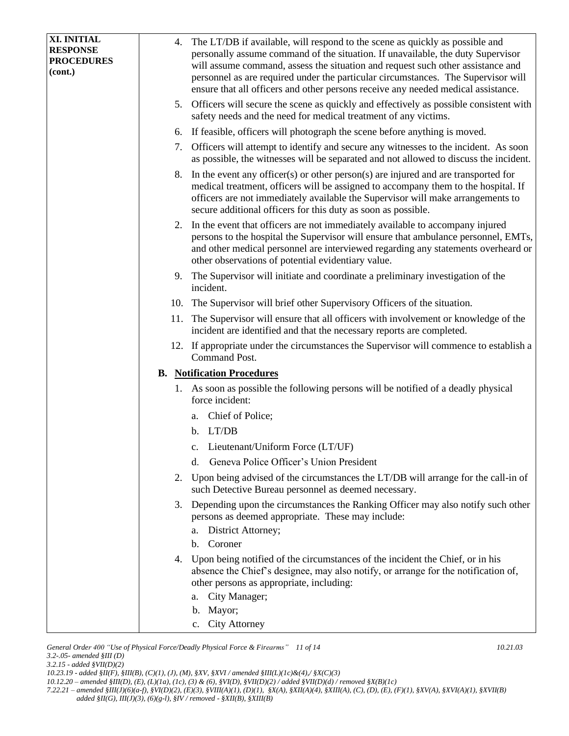**XI. INITIAL RESPONSE PROCEDURES (cont.)**

4. The LT/DB if available, will respond to the scene as quickly as possible and personally assume command of the situation. If unavailable, the duty Supervisor will assume command, assess the situation and request such other assistance and personnel as are required under the particular circumstances. The Supervisor will ensure that all officers and other persons receive any needed medical assistance.
5. Officers will secure the scene as quickly and effectively as possible consistent with safety needs and the need for medical treatment of any victims.
6. If feasible, officers will photograph the scene before anything is moved.
7. Officers will attempt to identify and secure any witnesses to the incident. As soon as possible, the witnesses will be separated and not allowed to discuss the incident.
8. In the event any officer(s) or other person(s) are injured and are transported for medical treatment, officers will be assigned to accompany them to the hospital. If officers are not immediately available the Supervisor will make arrangements to secure additional officers for this duty as soon as possible.
2. In the event that officers are not immediately available to accompany injured persons to the hospital the Supervisor will ensure that ambulance personnel, EMTs, and other medical personnel are interviewed regarding any statements overheard or other observations of potential evidentiary value.
9. The Supervisor will initiate and coordinate a preliminary investigation of the incident.
10. The Supervisor will brief other Supervisory Officers of the situation.
11. The Supervisor will ensure that all officers with involvement or knowledge of the incident are identified and that the necessary reports are completed.
12. If appropriate under the circumstances the Supervisor will commence to establish a Command Post.

**B. Notification Procedures**

1. As soon as possible the following persons will be notified of a deadly physical force incident:
   a. Chief of Police;
   b. LT/DB
   c. Lieutenant/Uniform Force (LT/UF)
   d. Geneva Police Officer's Union President
2. Upon being advised of the circumstances the LT/DB will arrange for the call-in of such Detective Bureau personnel as deemed necessary.
3. Depending upon the circumstances the Ranking Officer may also notify such other persons as deemed appropriate. These may include:
   a. District Attorney;
   b. Coroner
4. Upon being notified of the circumstances of the incident the Chief, or in his absence the Chief's designee, may also notify, or arrange for the notification of, other persons as appropriate, including:
   a. City Manager;
   b. Mayor;
   c. City Attorney

*3.2-.05- amended §III (D)*
*3.2.15 - added §VII(D)(2)*
*10.23.19 - added §II(F), §III(B), (C)(1), (J), (M), §XV, §XVI / amended §III(L)(1c)&(4),/ §X(C)(3)*
*10.12.20 – amended §III(D), (E), (L)(1a), (1c), (3) & (6), §VI(D), §VII(D)(2) / added §VII(D)(d) / removed §X(B)(1c)*
*7.22.21 – amended §III(J)(6)(a-f), §VI(D)(2), (E)(3), §VIII(A)(1), (D)(1), §X(A), §XII(A)(4), §XIII(A), (C), (D), (E), (F)(1), §XV(A), §XVI(A)(1), §XVII(B) added §II(G), III(J)(3), (6)(g-l), §IV / removed - §XII(B), §XIII(B)*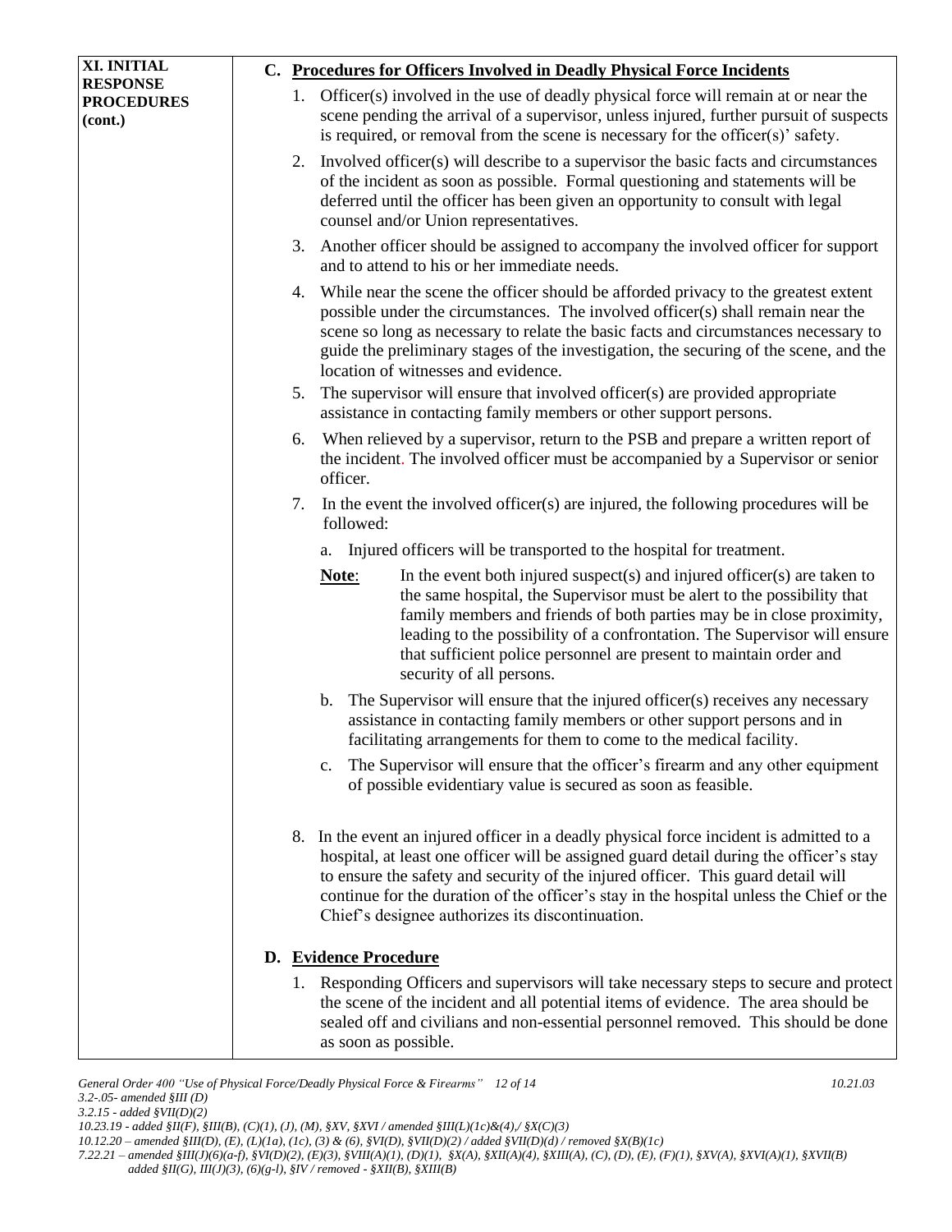**XI. INITIAL RESPONSE PROCEDURES (cont.)**

**C. Procedures for Officers Involved in Deadly Physical Force Incidents**

1. Officer(s) involved in the use of deadly physical force will remain at or near the scene pending the arrival of a supervisor, unless injured, further pursuit of suspects is required, or removal from the scene is necessary for the officer(s)' safety.

2. Involved officer(s) will describe to a supervisor the basic facts and circumstances of the incident as soon as possible. Formal questioning and statements will be deferred until the officer has been given an opportunity to consult with legal counsel and/or Union representatives.

3. Another officer should be assigned to accompany the involved officer for support and to attend to his or her immediate needs.

4. While near the scene the officer should be afforded privacy to the greatest extent possible under the circumstances. The involved officer(s) shall remain near the scene so long as necessary to relate the basic facts and circumstances necessary to guide the preliminary stages of the investigation, the securing of the scene, and the location of witnesses and evidence.

5. The supervisor will ensure that involved officer(s) are provided appropriate assistance in contacting family members or other support persons.

6. When relieved by a supervisor, return to the PSB and prepare a written report of the incident. The involved officer must be accompanied by a Supervisor or senior officer.

7. In the event the involved officer(s) are injured, the following procedures will be followed:

   a. Injured officers will be transported to the hospital for treatment.

   **Note**: In the event both injured suspect(s) and injured officer(s) are taken to the same hospital, the Supervisor must be alert to the possibility that family members and friends of both parties may be in close proximity, leading to the possibility of a confrontation. The Supervisor will ensure that sufficient police personnel are present to maintain order and security of all persons.

   b. The Supervisor will ensure that the injured officer(s) receives any necessary assistance in contacting family members or other support persons and in facilitating arrangements for them to come to the medical facility.

   c. The Supervisor will ensure that the officer's firearm and any other equipment of possible evidentiary value is secured as soon as feasible.

8. In the event an injured officer in a deadly physical force incident is admitted to a hospital, at least one officer will be assigned guard detail during the officer's stay to ensure the safety and security of the injured officer. This guard detail will continue for the duration of the officer's stay in the hospital unless the Chief or the Chief's designee authorizes its discontinuation.

**D. Evidence Procedure**

1. Responding Officers and supervisors will take necessary steps to secure and protect the scene of the incident and all potential items of evidence. The area should be sealed off and civilians and non-essential personnel removed. This should be done as soon as possible.

*General Order 400 "Use of Physical Force/Deadly Physical Force & Firearms"* *10.21.03*
*3.2-.05- amended §III (D)*
*3.2.15 - added §VII(D)(2)*
*10.23.19 - added §II(F), §III(B), (C)(1), (J), (M), §XV, §XVI / amended §III(L)(1c)&(4),/ §X(C)(3)*
*10.12.20 – amended §III(D), (E), (L)(1a), (1c), (3) & (6), §VI(D), §VII(D)(2) / added §VII(D)(d) / removed §X(B)(1c)*
*7.22.21 – amended §III(J)(6)(a-f), §VI(D)(2), (E)(3), §VIII(A)(1), (D)(1), §X(A), §XII(A)(4), §XIII(A), (C), (D), (E), (F)(1), §XV(A), §XVI(A)(1), §XVII(B) added §II(G), III(J)(3), (6)(g-l), §IV / removed - §XII(B), §XIII(B)*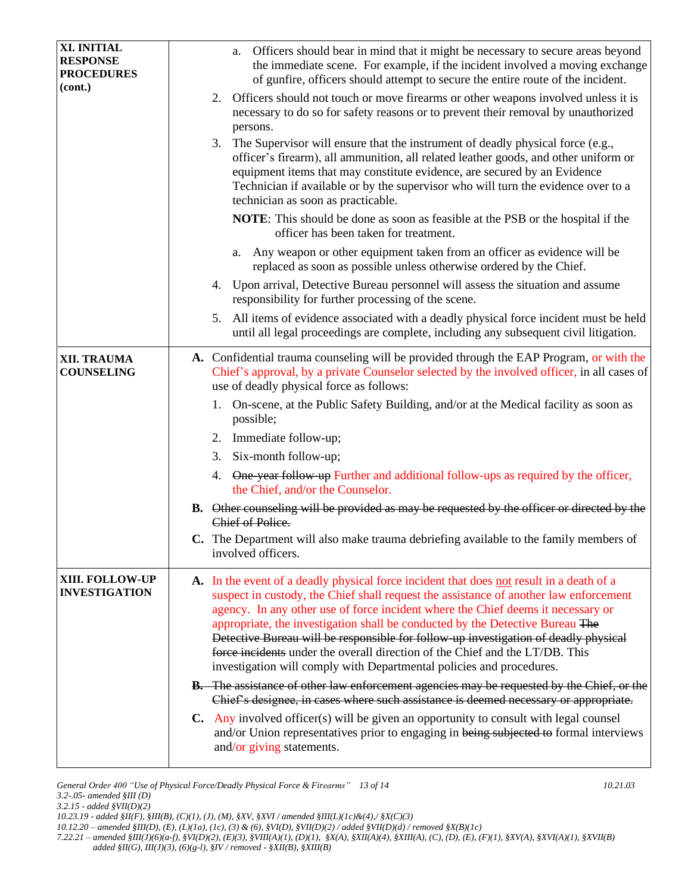| | |
|---|---|
| **XI. INITIAL RESPONSE PROCEDURES (cont.)** | a. Officers should bear in mind that it might be necessary to secure areas beyond the immediate scene. For example, if the incident involved a moving exchange of gunfire, officers should attempt to secure the entire route of the incident.<br><br>2. Officers should not touch or move firearms or other weapons involved unless it is necessary to do so for safety reasons or to prevent their removal by unauthorized persons.<br><br>3. The Supervisor will ensure that the instrument of deadly physical force (e.g., officer's firearm), all ammunition, all related leather goods, and other uniform or equipment items that may constitute evidence, are secured by an Evidence Technician if available or by the supervisor who will turn the evidence over to a technician as soon as practicable.<br><br>**NOTE**: This should be done as soon as feasible at the PSB or the hospital if the officer has been taken for treatment.<br><br>a. Any weapon or other equipment taken from an officer as evidence will be replaced as soon as possible unless otherwise ordered by the Chief.<br><br>4. Upon arrival, Detective Bureau personnel will assess the situation and assume responsibility for further processing of the scene.<br><br>5. All items of evidence associated with a deadly physical force incident must be held until all legal proceedings are complete, including any subsequent civil litigation. |
| **XII. TRAUMA COUNSELING** | **A.** Confidential trauma counseling will be provided through the EAP Program, or with the Chief's approval, by a private Counselor selected by the involved officer, in all cases of use of deadly physical force as follows:<br><br>1. On-scene, at the Public Safety Building, and/or at the Medical facility as soon as possible;<br><br>2. Immediate follow-up;<br><br>3. Six-month follow-up;<br><br>4. ~~One-year follow-up~~ Further and additional follow-ups as required by the officer, the Chief, and/or the Counselor.<br><br>**B.** ~~Other counseling will be provided as may be requested by the officer or directed by the Chief of Police.~~<br><br>**C.** The Department will also make trauma debriefing available to the family members of involved officers. |
| **XIII. FOLLOW-UP INVESTIGATION** | **A.** In the event of a deadly physical force incident that does <u>not</u> result in a death of a suspect in custody, the Chief shall request the assistance of another law enforcement agency. In any other use of force incident where the Chief deems it necessary or appropriate, the investigation shall be conducted by the Detective Bureau ~~The Detective Bureau will be responsible for follow-up investigation of deadly physical force incidents~~ under the overall direction of the Chief and the LT/DB. This investigation will comply with Departmental policies and procedures.<br><br>~~**B.** The assistance of other law enforcement agencies may be requested by the Chief, or the Chief's designee, in cases where such assistance is deemed necessary or appropriate.~~<br><br>**C.** Any involved officer(s) will be given an opportunity to consult with legal counsel and/or Union representatives prior to engaging in ~~being subjected to~~ formal interviews and/or giving statements. |

*General Order 400 "Use of Physical Force/Deadly Physical Force & Firearms"* 10.21.03
*3.2-.05- amended §III (D)*
*3.2.15 - added §VII(D)(2)*
*10.23.19 - added §II(F), §III(B), (C)(1), (J), (M), §XV, §XVI / amended §III(L)(1c)&(4),/ §X(C)(3)*
*10.12.20 – amended §III(D), (E), (L)(1a), (1c), (3) & (6), §VI(D), §VII(D)(2) / added §VII(D)(d) / removed §X(B)(1c)*
*7.22.21 – amended §III(J)(6)(a-f), §VI(D)(2), (E)(3), §VIII(A)(1), (D)(1), §X(A), §XII(A)(4), §XIII(A), (C), (D), (E), (F)(1), §XV(A), §XVI(A)(1), §XVII(B) added §II(G), III(J)(3), (6)(g-l), §IV / removed - §XII(B), §XIII(B)*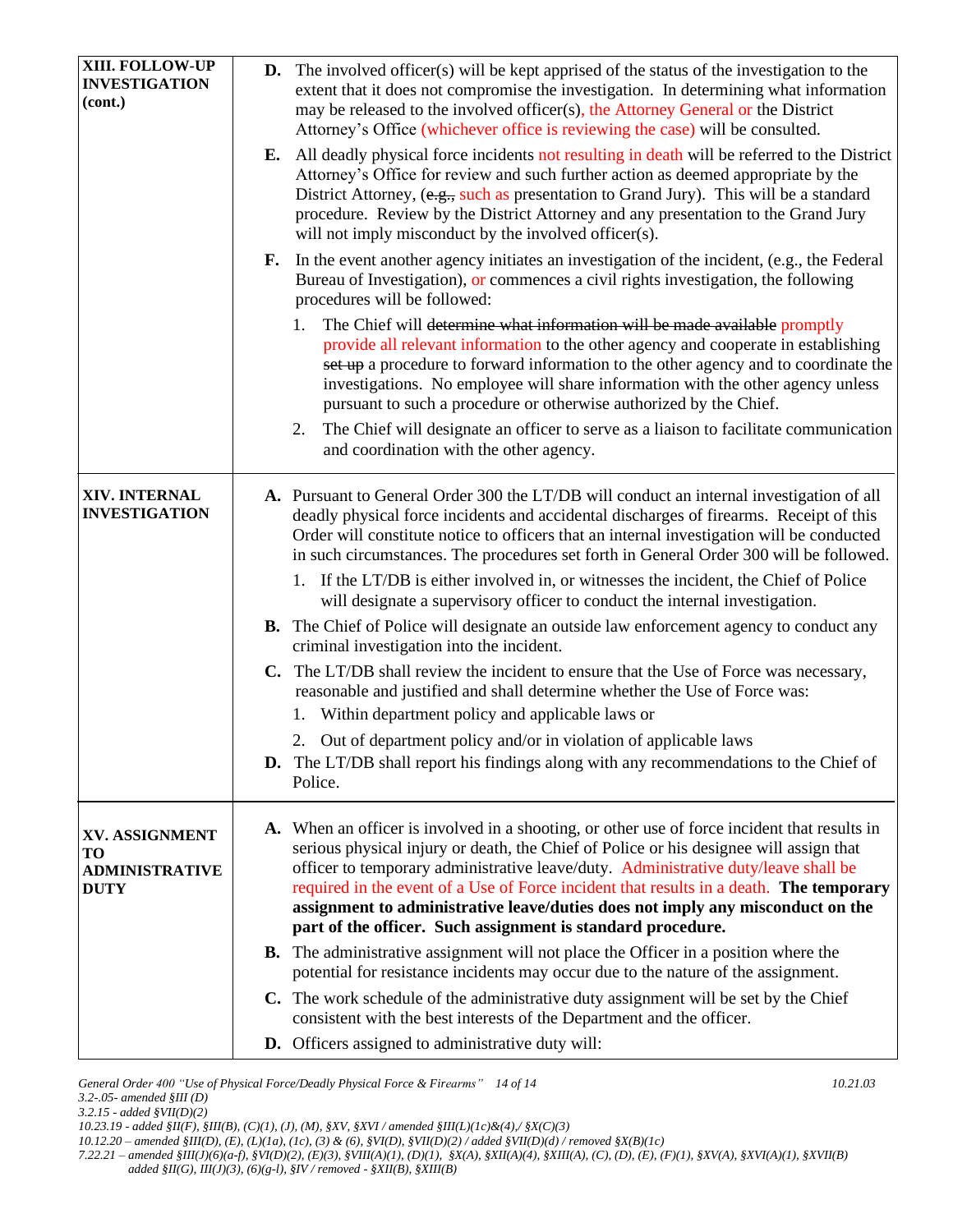| | |
|---|---|
| **XIII. FOLLOW-UP INVESTIGATION (cont.)** | **D.** The involved officer(s) will be kept apprised of the status of the investigation to the extent that it does not compromise the investigation. In determining what information may be released to the involved officer(s), the Attorney General or the District Attorney's Office (whichever office is reviewing the case) will be consulted.<br><br>**E.** All deadly physical force incidents not resulting in death will be referred to the District Attorney's Office for review and such further action as deemed appropriate by the District Attorney, (~~e.g.,~~ such as presentation to Grand Jury). This will be a standard procedure. Review by the District Attorney and any presentation to the Grand Jury will not imply misconduct by the involved officer(s).<br><br>**F.** In the event another agency initiates an investigation of the incident, (e.g., the Federal Bureau of Investigation), or commences a civil rights investigation, the following procedures will be followed:<br><br>1. The Chief will ~~determine what information will be made available~~ promptly provide all relevant information to the other agency and cooperate in establishing ~~set up~~ a procedure to forward information to the other agency and to coordinate the investigations. No employee will share information with the other agency unless pursuant to such a procedure or otherwise authorized by the Chief.<br><br>2. The Chief will designate an officer to serve as a liaison to facilitate communication and coordination with the other agency. |
| **XIV. INTERNAL INVESTIGATION** | **A.** Pursuant to General Order 300 the LT/DB will conduct an internal investigation of all deadly physical force incidents and accidental discharges of firearms. Receipt of this Order will constitute notice to officers that an internal investigation will be conducted in such circumstances. The procedures set forth in General Order 300 will be followed.<br><br>1. If the LT/DB is either involved in, or witnesses the incident, the Chief of Police will designate a supervisory officer to conduct the internal investigation.<br><br>**B.** The Chief of Police will designate an outside law enforcement agency to conduct any criminal investigation into the incident.<br><br>**C.** The LT/DB shall review the incident to ensure that the Use of Force was necessary, reasonable and justified and shall determine whether the Use of Force was:<br><br>1. Within department policy and applicable laws or<br><br>2. Out of department policy and/or in violation of applicable laws<br><br>**D.** The LT/DB shall report his findings along with any recommendations to the Chief of Police. |
| **XV. ASSIGNMENT TO ADMINISTRATIVE DUTY** | **A.** When an officer is involved in a shooting, or other use of force incident that results in serious physical injury or death, the Chief of Police or his designee will assign that officer to temporary administrative leave/duty. Administrative duty/leave shall be required in the event of a Use of Force incident that results in a death. **The temporary assignment to administrative leave/duties does not imply any misconduct on the part of the officer. Such assignment is standard procedure.**<br><br>**B.** The administrative assignment will not place the Officer in a position where the potential for resistance incidents may occur due to the nature of the assignment.<br><br>**C.** The work schedule of the administrative duty assignment will be set by the Chief consistent with the best interests of the Department and the officer.<br><br>**D.** Officers assigned to administrative duty will: |

*3.2-.05- amended §III (D)*
*3.2.15 - added §VII(D)(2)*
*10.23.19 - added §II(F), §III(B), (C)(1), (J), (M), §XV, §XVI / amended §III(L)(1c)&(4),/ §X(C)(3)*
*10.12.20 – amended §III(D), (E), (L)(1a), (1c), (3) & (6), §VI(D), §VII(D)(2) / added §VII(D)(d) / removed §X(B)(1c)*
*7.22.21 – amended §III(J)(6)(a-f), §VI(D)(2), (E)(3), §VIII(A)(1), (D)(1), §X(A), §XII(A)(4), §XIII(A), (C), (D), (E), (F)(1), §XV(A), §XVI(A)(1), §XVII(B) added §II(G), III(J)(3), (6)(g-l), §IV / removed - §XII(B), §XIII(B)*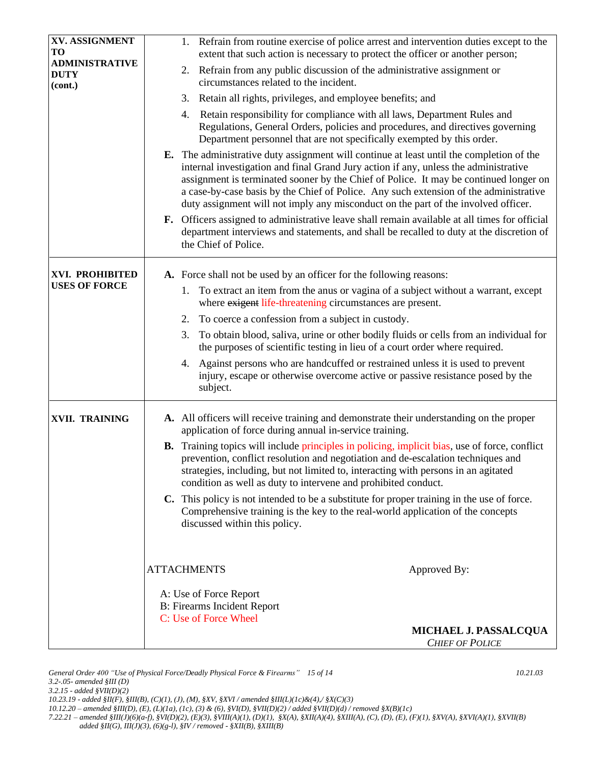| | |
|---|---|
| **XV. ASSIGNMENT TO ADMINISTRATIVE DUTY (cont.)** | 1. Refrain from routine exercise of police arrest and intervention duties except to the extent that such action is necessary to protect the officer or another person;<br>2. Refrain from any public discussion of the administrative assignment or circumstances related to the incident.<br>3. Retain all rights, privileges, and employee benefits; and<br>4. Retain responsibility for compliance with all laws, Department Rules and Regulations, General Orders, policies and procedures, and directives governing Department personnel that are not specifically exempted by this order.<br>**E.** The administrative duty assignment will continue at least until the completion of the internal investigation and final Grand Jury action if any, unless the administrative assignment is terminated sooner by the Chief of Police. It may be continued longer on a case-by-case basis by the Chief of Police. Any such extension of the administrative duty assignment will not imply any misconduct on the part of the involved officer.<br>**F.** Officers assigned to administrative leave shall remain available at all times for official department interviews and statements, and shall be recalled to duty at the discretion of the Chief of Police. |
| **XVI. PROHIBITED USES OF FORCE** | **A.** Force shall not be used by an officer for the following reasons:<br>1. To extract an item from the anus or vagina of a subject without a warrant, except where ~~exigent~~ life-threatening circumstances are present.<br>2. To coerce a confession from a subject in custody.<br>3. To obtain blood, saliva, urine or other bodily fluids or cells from an individual for the purposes of scientific testing in lieu of a court order where required.<br>4. Against persons who are handcuffed or restrained unless it is used to prevent injury, escape or otherwise overcome active or passive resistance posed by the subject. |
| **XVII. TRAINING** | **A.** All officers will receive training and demonstrate their understanding on the proper application of force during annual in-service training.<br>**B.** Training topics will include principles in policing, implicit bias, use of force, conflict prevention, conflict resolution and negotiation and de-escalation techniques and strategies, including, but not limited to, interacting with persons in an agitated condition as well as duty to intervene and prohibited conduct.<br>**C.** This policy is not intended to be a substitute for proper training in the use of force. Comprehensive training is the key to the real-world application of the concepts discussed within this policy.<br><br>ATTACHMENTS<br>A: Use of Force Report<br>B: Firearms Incident Report<br>C: Use of Force Wheel<br><br>Approved By:<br><br>**MICHAEL J. PASSALCQUA**<br>*CHIEF OF POLICE* |

*General Order 400 "Use of Physical Force/Deadly Physical Force & Firearms"* 10.21.03
*3.2-.05- amended §III (D)*
*3.2.15 - added §VII(D)(2)*
*10.23.19 - added §II(F), §III(B), (C)(1), (J), (M), §XV, §XVI / amended §III(L)(1c)&(4),/ §X(C)(3)*
*10.12.20 – amended §III(D), (E), (L)(1a), (1c), (3) & (6), §VI(D), §VII(D)(2) / added §VII(D)(d) / removed §X(B)(1c)*
*7.22.21 – amended §III(J)(6)(a-f), §VI(D)(2), (E)(3), §VIII(A)(1), (D)(1), §X(A), §XII(A)(4), §XIII(A), (C), (D), (E), (F)(1), §XV(A), §XVI(A)(1), §XVII(B) added §II(G), III(J)(3), (6)(g-l), §IV / removed - §XII(B), §XIII(B)*